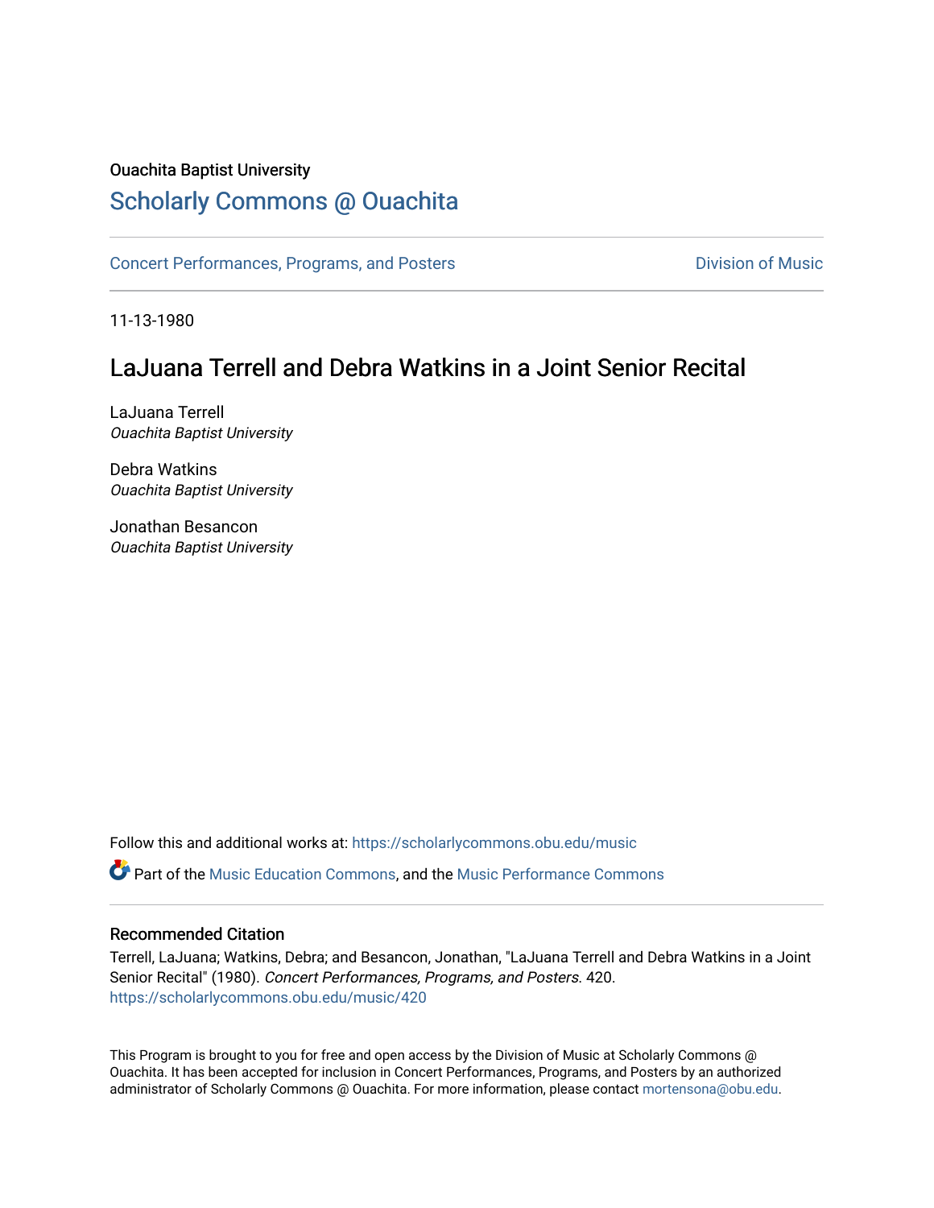Ouachita Baptist University

## Scholarly Commons @ Ouachita

Concert Performances, Programs, and Posters

Division of Music

11-13-1980

# LaJuana Terrell and Debra Watkins in a Joint Senior Recital

LaJuana Terrell
*Ouachita Baptist University*

Debra Watkins
*Ouachita Baptist University*

Jonathan Besancon
*Ouachita Baptist University*

Follow this and additional works at: https://scholarlycommons.obu.edu/music

Part of the Music Education Commons, and the Music Performance Commons

### Recommended Citation

Terrell, LaJuana; Watkins, Debra; and Besancon, Jonathan, "LaJuana Terrell and Debra Watkins in a Joint Senior Recital" (1980). *Concert Performances, Programs, and Posters*. 420.
https://scholarlycommons.obu.edu/music/420

This Program is brought to you for free and open access by the Division of Music at Scholarly Commons @ Ouachita. It has been accepted for inclusion in Concert Performances, Programs, and Posters by an authorized administrator of Scholarly Commons @ Ouachita. For more information, please contact mortensona@obu.edu.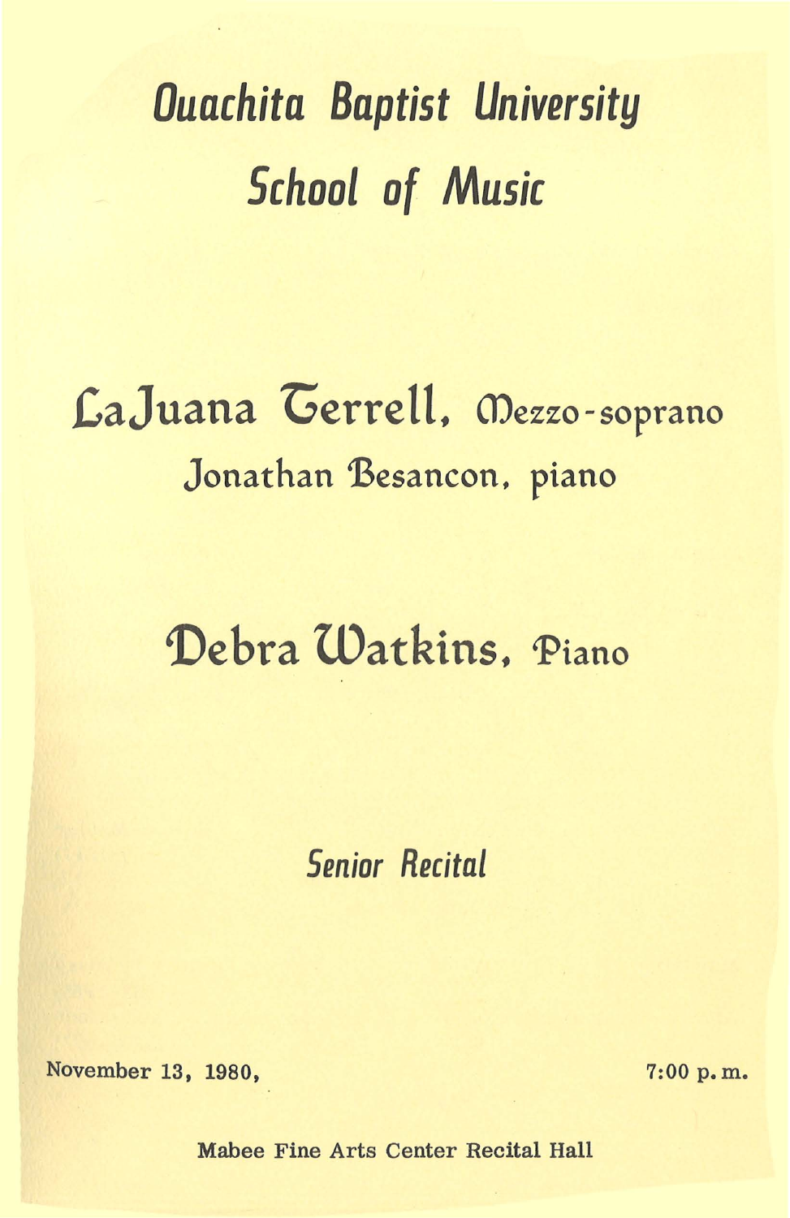# Ouachita Baptist University

# School of Music

## LaJuana Terrell, Mezzo-soprano

Jonathan Besancon, piano

## Debra Watkins, Piano

*Senior Recital*

November 13, 1980, 7:00 p.m.

Mabee Fine Arts Center Recital Hall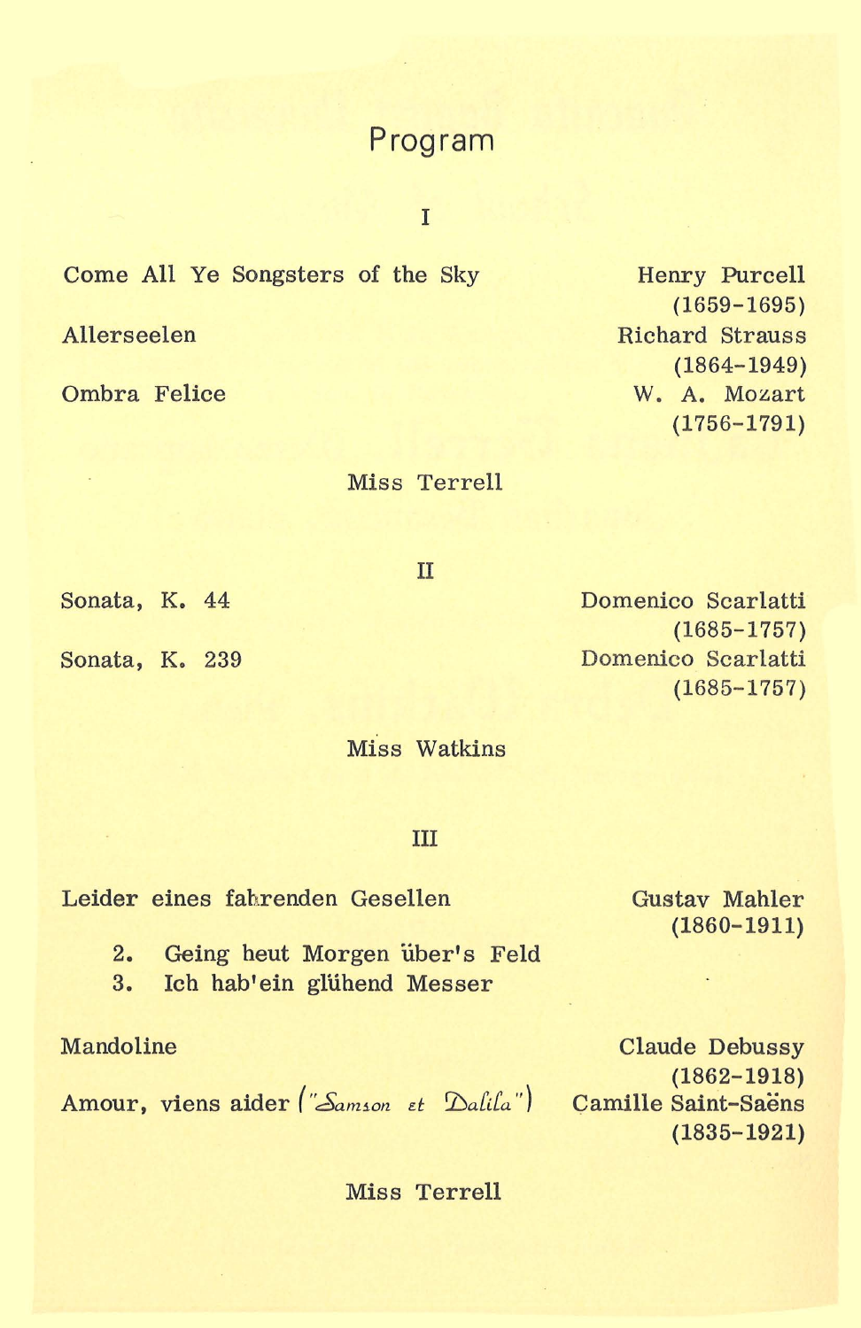# Program

## I

| | |
|---|---|
| Come All Ye Songsters of the Sky | Henry Purcell (1659-1695) |
| Allerseelen | Richard Strauss (1864-1949) |
| Ombra Felice | W. A. Mozart (1756-1791) |

Miss Terrell

## II

| | |
|---|---|
| Sonata, K. 44 | Domenico Scarlatti (1685-1757) |
| Sonata, K. 239 | Domenico Scarlatti (1685-1757) |

Miss Watkins

## III

Leider eines fahrenden Gesellen — Gustav Mahler (1860-1911)

2. Geing heut Morgen über's Feld
3. Ich hab'ein glühend Messer

| | |
|---|---|
| Mandoline | Claude Debussy (1862-1918) |
| Amour, viens aider (*"Samson et Dalila"*) | Camille Saint-Saëns (1835-1921) |

Miss Terrell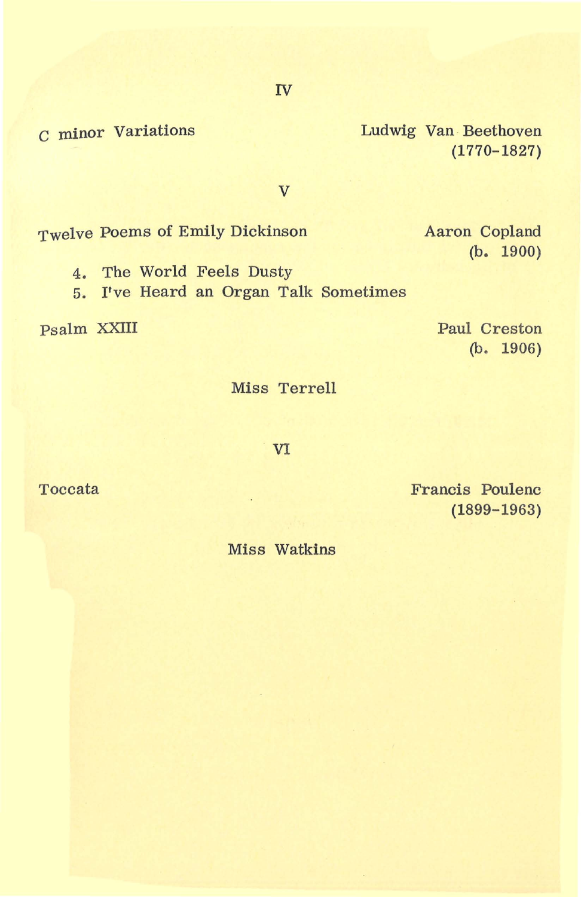## IV

C minor Variations — Ludwig Van Beethoven (1770-1827)

## V

Twelve Poems of Emily Dickinson — Aaron Copland (b. 1900)

4. The World Feels Dusty
5. I've Heard an Organ Talk Sometimes

Psalm XXIII — Paul Creston (b. 1906)

Miss Terrell

## VI

Toccata — Francis Poulenc (1899-1963)

Miss Watkins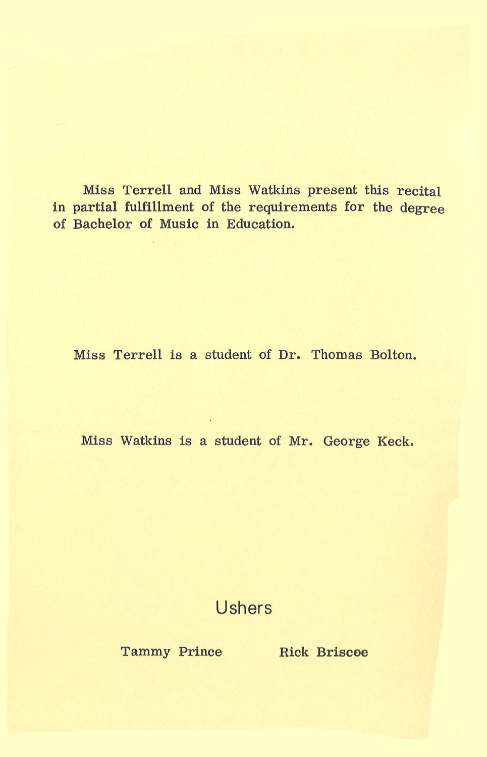Miss Terrell and Miss Watkins present this recital in partial fulfillment of the requirements for the degree of Bachelor of Music in Education.

Miss Terrell is a student of Dr. Thomas Bolton.

Miss Watkins is a student of Mr. George Keck.

## Ushers

Tammy Prince     Rick Briscoe